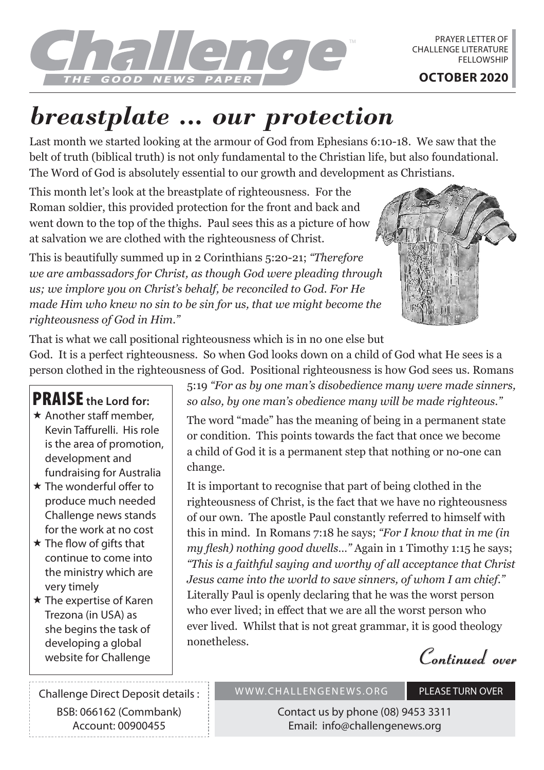# Challenge™ THE GOOD NEWS PAPER

PRAYER LETTER OF CHALLENGE LITERATURE FELLOWSHIP

**OCTOBER 2020**

# *breastplate ... our protection*

Last month we started looking at the armour of God from Ephesians 6:10-18. We saw that the belt of truth (biblical truth) is not only fundamental to the Christian life, but also foundational. The Word of God is absolutely essential to our growth and development as Christians.

This month let's look at the breastplate of righteousness. For the Roman soldier, this provided protection for the front and back and went down to the top of the thighs. Paul sees this as a picture of how at salvation we are clothed with the righteousness of Christ.

This is beautifully summed up in 2 Corinthians 5:20-21; *"Therefore we are ambassadors for Christ, as though God were pleading through us; we implore you on Christ's behalf, be reconciled to God. For He made Him who knew no sin to be sin for us, that we might become the righteousness of God in Him."*

That is what we call positional righteousness which is in no one else but God. It is a perfect righteousness. So when God looks down on a child of God what He sees is a person clothed in the righteousness of God. Positional righteousness is how God sees us. Romans 5:19 *"For as by one man's disobedience many were made sinners, so also, by one man's obedience many will be made righteous."*

The word "made" has the meaning of being in a permanent state or condition. This points towards the fact that once we become a child of God it is a permanent step that nothing or no-one can change.

It is important to recognise that part of being clothed in the righteousness of Christ, is the fact that we have no righteousness of our own. The apostle Paul constantly referred to himself with this in mind. In Romans 7:18 he says; *"For I know that in me (in my flesh) nothing good dwells..."* Again in 1 Timothy 1:15 he says; *"This is a faithful saying and worthy of all acceptance that Christ Jesus came into the world to save sinners, of whom I am chief."* Literally Paul is openly declaring that he was the worst person who ever lived; in effect that we are all the worst person who ever lived. Whilst that is not great grammar, it is good theology nonetheless.

*Continued over*

## PRAISE the Lord for:

- ★ Another staff member, Kevin Taffurelli. His role is the area of promotion, development and fundraising for Australia
- ★ The wonderful offer to produce much needed Challenge news stands for the work at no cost
- ★ The flow of gifts that continue to come into the ministry which are very timely
- ★ The expertise of Karen Trezona (in USA) as she begins the task of developing a global website for Challenge

Challenge Direct Deposit details :
BSB: 066162 (Commbank)
Account: 00900455

WWW.CHALLENGENEWS.ORG — PLEASE TURN OVER

Contact us by phone (08) 9453 3311
Email: info@challengenews.org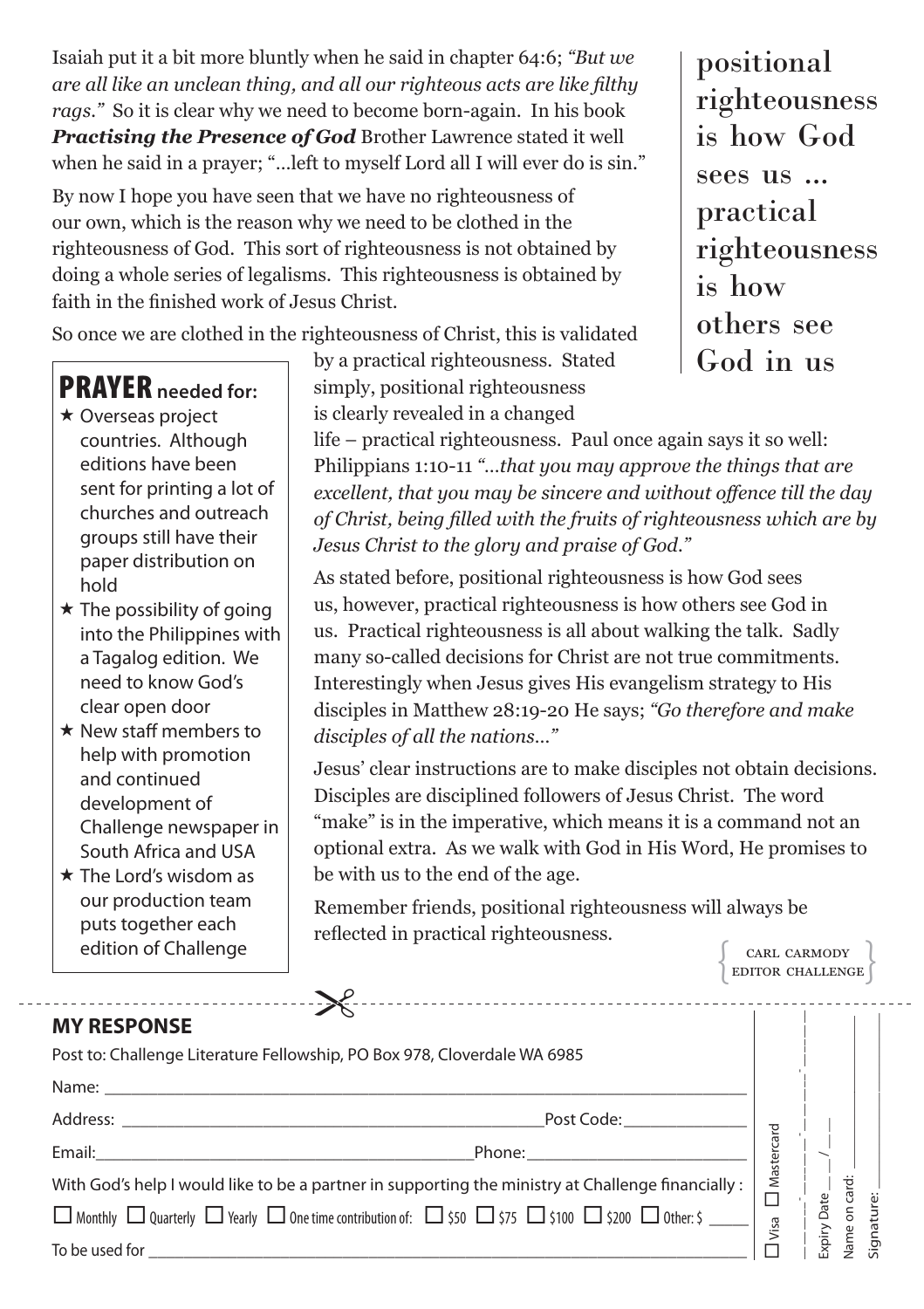Isaiah put it a bit more bluntly when he said in chapter 64:6; *"But we are all like an unclean thing, and all our righteous acts are like filthy rags."* So it is clear why we need to become born-again. In his book ***Practising the Presence of God*** Brother Lawrence stated it well when he said in a prayer; "...left to myself Lord all I will ever do is sin."

By now I hope you have seen that we have no righteousness of our own, which is the reason why we need to be clothed in the righteousness of God. This sort of righteousness is not obtained by doing a whole series of legalisms. This righteousness is obtained by faith in the finished work of Jesus Christ.

> positional righteousness is how God sees us ... practical righteousness is how others see God in us

So once we are clothed in the righteousness of Christ, this is validated by a practical righteousness. Stated simply, positional righteousness is clearly revealed in a changed life – practical righteousness. Paul once again says it so well: Philippians 1:10-11 *"...that you may approve the things that are excellent, that you may be sincere and without offence till the day of Christ, being filled with the fruits of righteousness which are by Jesus Christ to the glory and praise of God."*

As stated before, positional righteousness is how God sees us, however, practical righteousness is how others see God in us. Practical righteousness is all about walking the talk. Sadly many so-called decisions for Christ are not true commitments. Interestingly when Jesus gives His evangelism strategy to His disciples in Matthew 28:19-20 He says; *"Go therefore and make disciples of all the nations..."*

Jesus' clear instructions are to make disciples not obtain decisions. Disciples are disciplined followers of Jesus Christ. The word "make" is in the imperative, which means it is a command not an optional extra. As we walk with God in His Word, He promises to be with us to the end of the age.

Remember friends, positional righteousness will always be reflected in practical righteousness.

CARL CARMODY
EDITOR CHALLENGE

## PRAYER needed for:

- ★ Overseas project countries. Although editions have been sent for printing a lot of churches and outreach groups still have their paper distribution on hold
- ★ The possibility of going into the Philippines with a Tagalog edition. We need to know God's clear open door
- ★ New staff members to help with promotion and continued development of Challenge newspaper in South Africa and USA
- ★ The Lord's wisdom as our production team puts together each edition of Challenge

## MY RESPONSE

Post to: Challenge Literature Fellowship, PO Box 978, Cloverdale WA 6985

Name: ______________________________

Address: ______________________________ Post Code: __________

Email: ______________________________ Phone: ______________________________

With God's help I would like to be a partner in supporting the ministry at Challenge financially :

☐ Monthly ☐ Quarterly ☐ Yearly ☐ One time contribution of: ☐ $50 ☐ $75 ☐ $100 ☐ $200 ☐ Other: $ _____

To be used for ______________________________

☐ Visa ☐ Mastercard

____ - ____ - ____ - ____

Expiry Date __ __ / __ __

Name on card: ______________

Signature: ______________